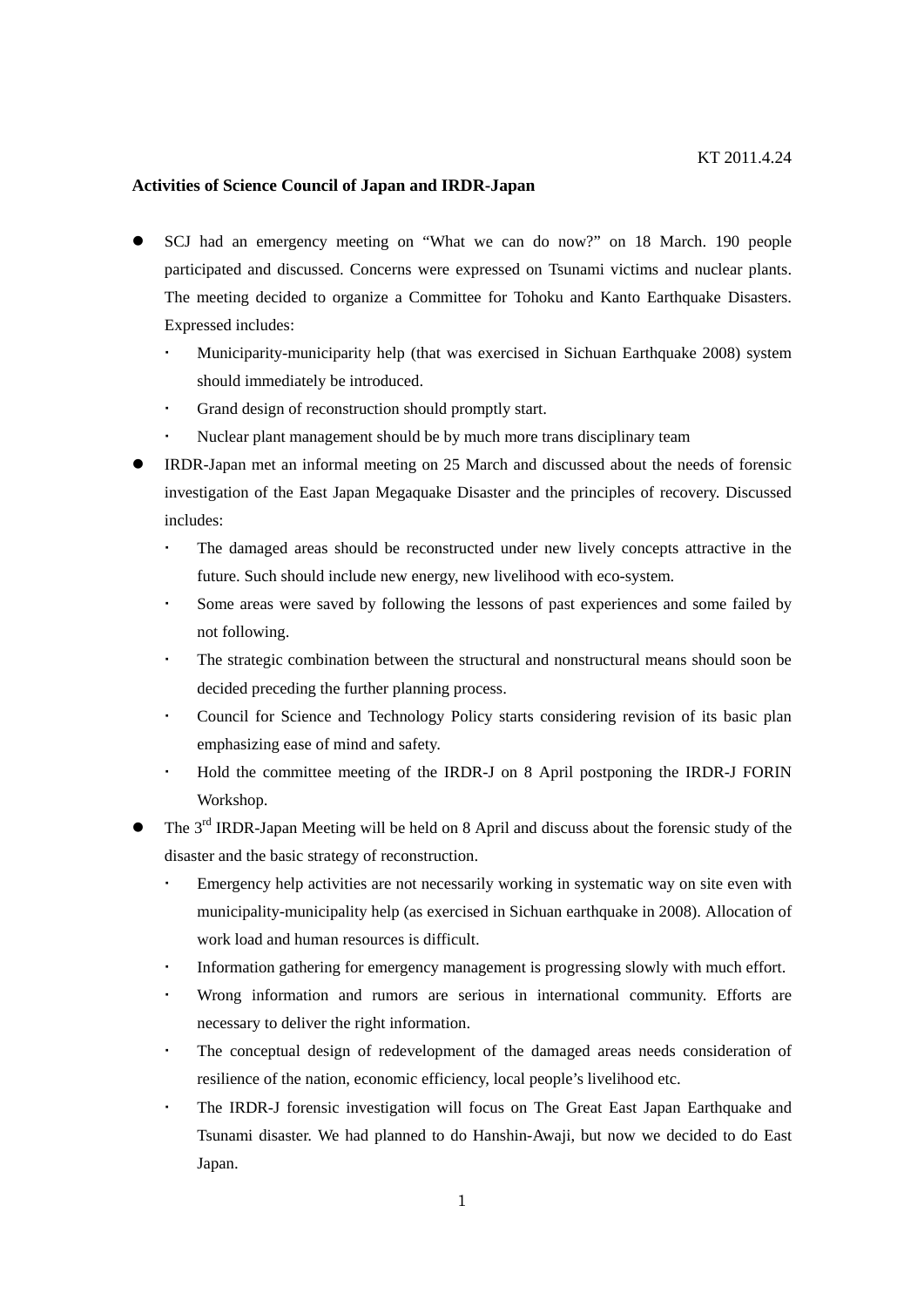KT 2011.4.24

**Activities of Science Council of Japan and IRDR-Japan**

- SCJ had an emergency meeting on "What we can do now?" on 18 March. 190 people participated and discussed. Concerns were expressed on Tsunami victims and nuclear plants. The meeting decided to organize a Committee for Tohoku and Kanto Earthquake Disasters. Expressed includes:
  - Municiparity-municiparity help (that was exercised in Sichuan Earthquake 2008) system should immediately be introduced.
  - Grand design of reconstruction should promptly start.
  - Nuclear plant management should be by much more trans disciplinary team
- IRDR-Japan met an informal meeting on 25 March and discussed about the needs of forensic investigation of the East Japan Megaquake Disaster and the principles of recovery. Discussed includes:
  - The damaged areas should be reconstructed under new lively concepts attractive in the future. Such should include new energy, new livelihood with eco-system.
  - Some areas were saved by following the lessons of past experiences and some failed by not following.
  - The strategic combination between the structural and nonstructural means should soon be decided preceding the further planning process.
  - Council for Science and Technology Policy starts considering revision of its basic plan emphasizing ease of mind and safety.
  - Hold the committee meeting of the IRDR-J on 8 April postponing the IRDR-J FORIN Workshop.
- The 3rd IRDR-Japan Meeting will be held on 8 April and discuss about the forensic study of the disaster and the basic strategy of reconstruction.
  - Emergency help activities are not necessarily working in systematic way on site even with municipality-municipality help (as exercised in Sichuan earthquake in 2008). Allocation of work load and human resources is difficult.
  - Information gathering for emergency management is progressing slowly with much effort.
  - Wrong information and rumors are serious in international community. Efforts are necessary to deliver the right information.
  - The conceptual design of redevelopment of the damaged areas needs consideration of resilience of the nation, economic efficiency, local people's livelihood etc.
  - The IRDR-J forensic investigation will focus on The Great East Japan Earthquake and Tsunami disaster. We had planned to do Hanshin-Awaji, but now we decided to do East Japan.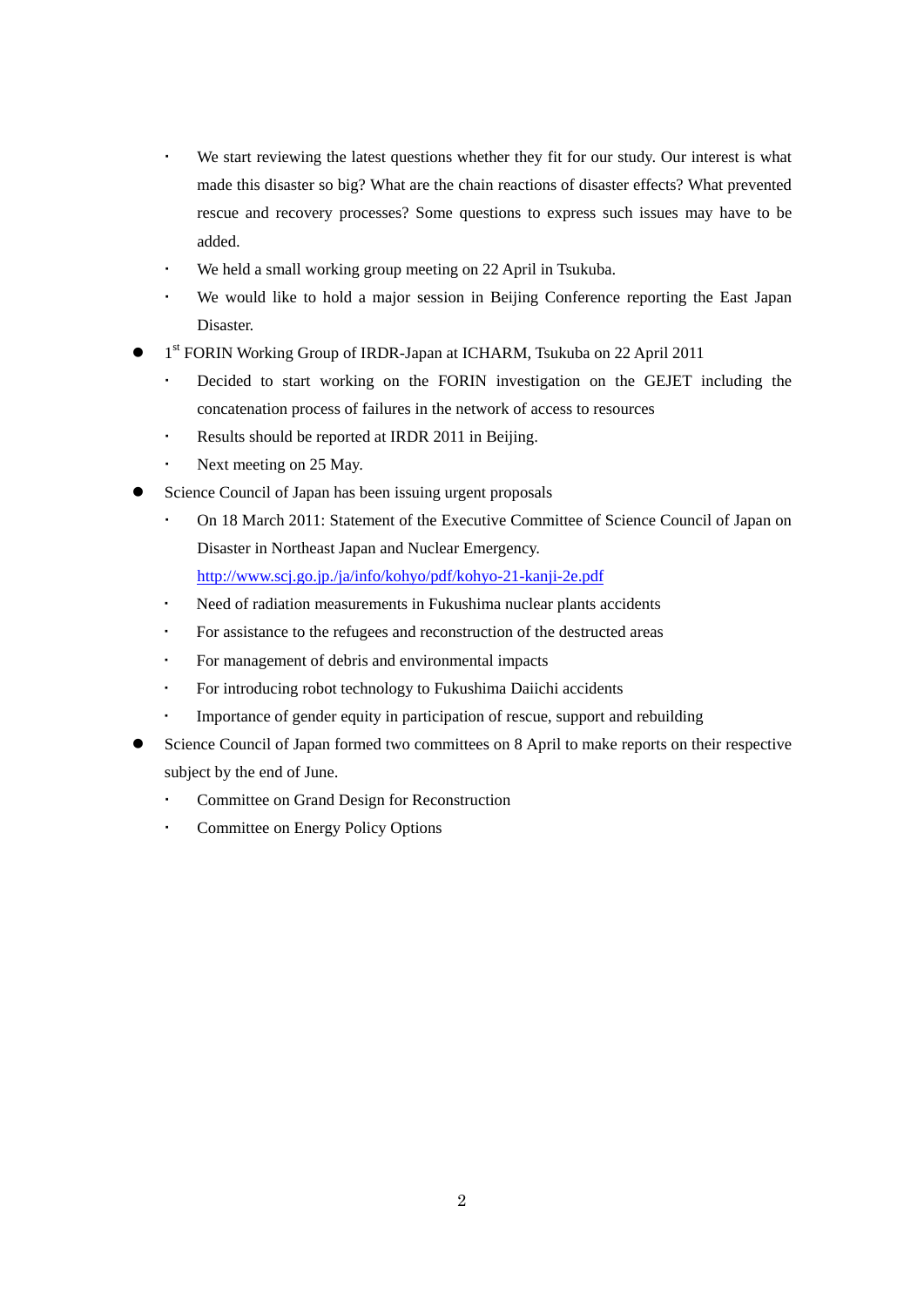- We start reviewing the latest questions whether they fit for our study. Our interest is what made this disaster so big? What are the chain reactions of disaster effects? What prevented rescue and recovery processes? Some questions to express such issues may have to be added.
    - We held a small working group meeting on 22 April in Tsukuba.
    - We would like to hold a major session in Beijing Conference reporting the East Japan Disaster.

- 1st FORIN Working Group of IRDR-Japan at ICHARM, Tsukuba on 22 April 2011
    - Decided to start working on the FORIN investigation on the GEJET including the concatenation process of failures in the network of access to resources
    - Results should be reported at IRDR 2011 in Beijing.
    - Next meeting on 25 May.

- Science Council of Japan has been issuing urgent proposals
    - On 18 March 2011: Statement of the Executive Committee of Science Council of Japan on Disaster in Northeast Japan and Nuclear Emergency. http://www.scj.go.jp./ja/info/kohyo/pdf/kohyo-21-kanji-2e.pdf
    - Need of radiation measurements in Fukushima nuclear plants accidents
    - For assistance to the refugees and reconstruction of the destructed areas
    - For management of debris and environmental impacts
    - For introducing robot technology to Fukushima Daiichi accidents
    - Importance of gender equity in participation of rescue, support and rebuilding

- Science Council of Japan formed two committees on 8 April to make reports on their respective subject by the end of June.
    - Committee on Grand Design for Reconstruction
    - Committee on Energy Policy Options